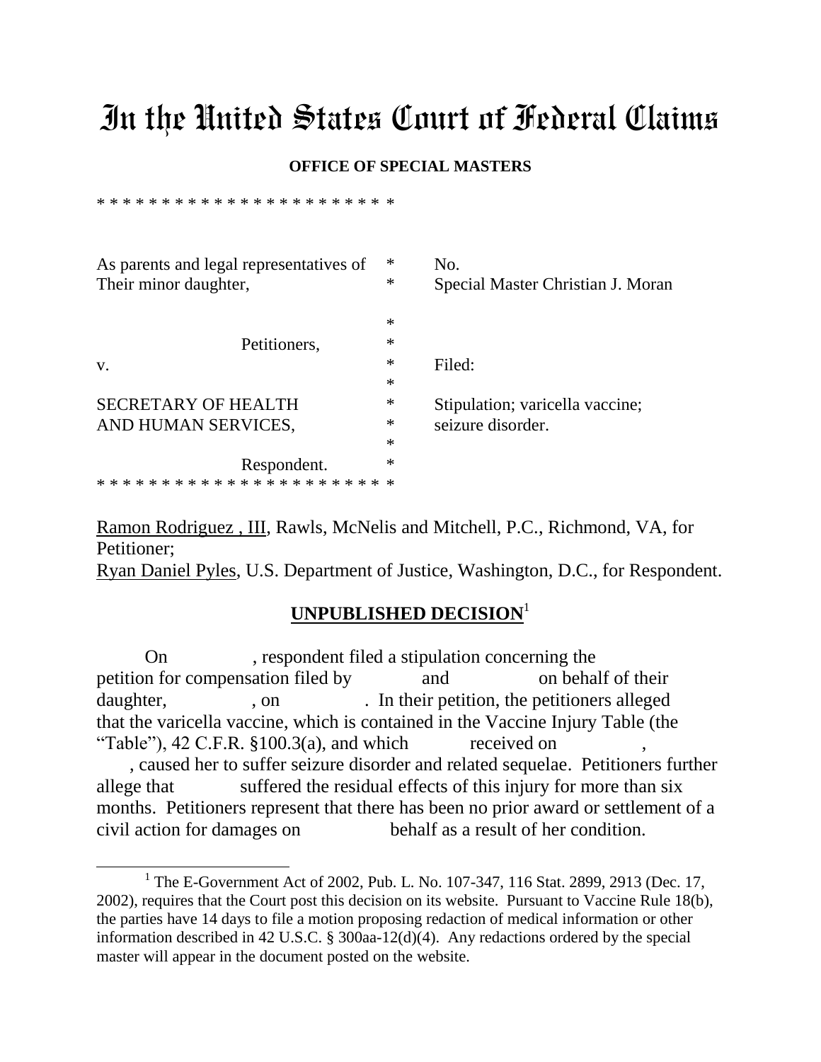# In the United States Court of Federal Claims

**OFFICE OF SPECIAL MASTERS**

\* \* \* \* \* \* \* \* \* \* \* \* \* \* \* \* \* \* \* \* \* \* \*

| | | |
|---|---|---|
| As parents and legal representatives of | * | No. |
| Their minor daughter, | * | Special Master Christian J. Moran |
| | * | |
| Petitioners, | * | |
| v. | * | Filed: |
| | * | |
| SECRETARY OF HEALTH | * | Stipulation; varicella vaccine; |
| AND HUMAN SERVICES, | * | seizure disorder. |
| | * | |
| Respondent. | * | |

\* \* \* \* \* \* \* \* \* \* \* \* \* \* \* \* \* \* \* \* \* \* \*

Ramon Rodriguez , III, Rawls, McNelis and Mitchell, P.C., Richmond, VA, for Petitioner;
Ryan Daniel Pyles, U.S. Department of Justice, Washington, D.C., for Respondent.

## UNPUBLISHED DECISION[1]

On , respondent filed a stipulation concerning the petition for compensation filed by and on behalf of their daughter, , on . In their petition, the petitioners alleged that the varicella vaccine, which is contained in the Vaccine Injury Table (the "Table"), 42 C.F.R. §100.3(a), and which received on , , caused her to suffer seizure disorder and related sequelae. Petitioners further allege that suffered the residual effects of this injury for more than six months. Petitioners represent that there has been no prior award or settlement of a civil action for damages on behalf as a result of her condition.

[1] The E-Government Act of 2002, Pub. L. No. 107-347, 116 Stat. 2899, 2913 (Dec. 17, 2002), requires that the Court post this decision on its website. Pursuant to Vaccine Rule 18(b), the parties have 14 days to file a motion proposing redaction of medical information or other information described in 42 U.S.C. § 300aa-12(d)(4). Any redactions ordered by the special master will appear in the document posted on the website.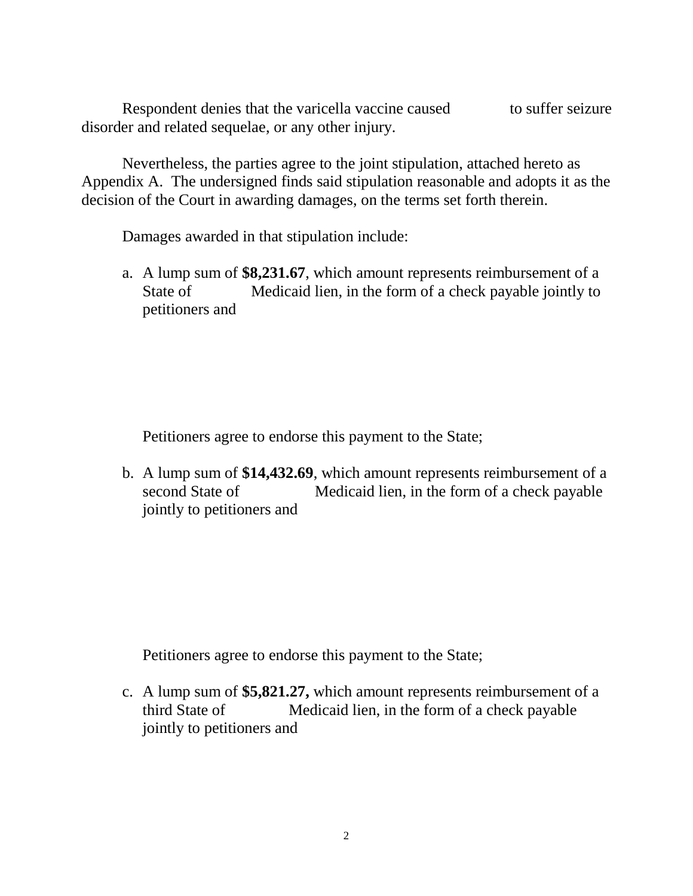Respondent denies that the varicella vaccine caused           to suffer seizure disorder and related sequelae, or any other injury.

Nevertheless, the parties agree to the joint stipulation, attached hereto as Appendix A. The undersigned finds said stipulation reasonable and adopts it as the decision of the Court in awarding damages, on the terms set forth therein.

Damages awarded in that stipulation include:

a. A lump sum of **$8,231.67**, which amount represents reimbursement of a State of           Medicaid lien, in the form of a check payable jointly to petitioners and

   Petitioners agree to endorse this payment to the State;

b. A lump sum of **$14,432.69**, which amount represents reimbursement of a second State of           Medicaid lien, in the form of a check payable jointly to petitioners and

   Petitioners agree to endorse this payment to the State;

c. A lump sum of **$5,821.27,** which amount represents reimbursement of a third State of           Medicaid lien, in the form of a check payable jointly to petitioners and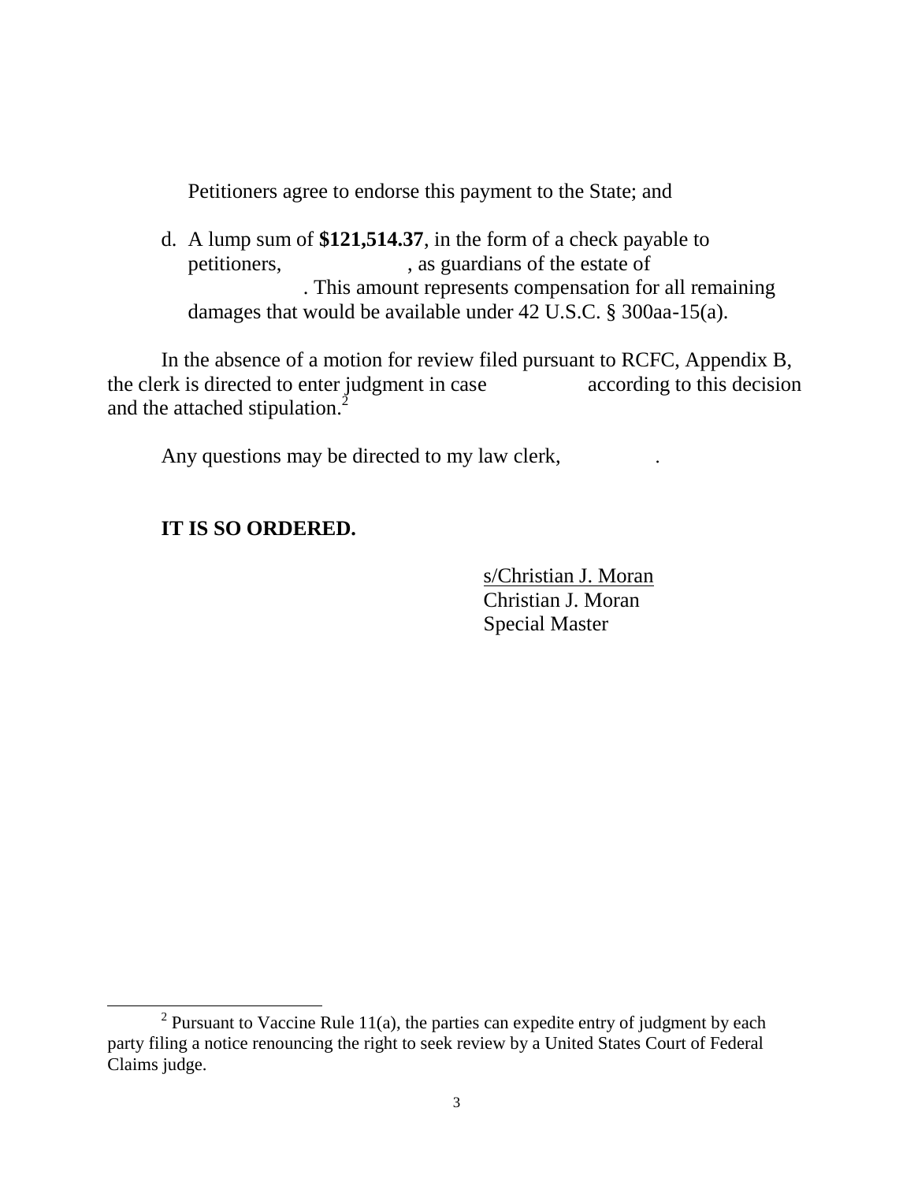Petitioners agree to endorse this payment to the State; and

d. A lump sum of **$121,514.37**, in the form of a check payable to petitioners, , as guardians of the estate of . This amount represents compensation for all remaining damages that would be available under 42 U.S.C. § 300aa-15(a).

In the absence of a motion for review filed pursuant to RCFC, Appendix B, the clerk is directed to enter judgment in case according to this decision and the attached stipulation.[2]

Any questions may be directed to my law clerk, .

**IT IS SO ORDERED.**

s/Christian J. Moran
Christian J. Moran
Special Master

[2] Pursuant to Vaccine Rule 11(a), the parties can expedite entry of judgment by each party filing a notice renouncing the right to seek review by a United States Court of Federal Claims judge.